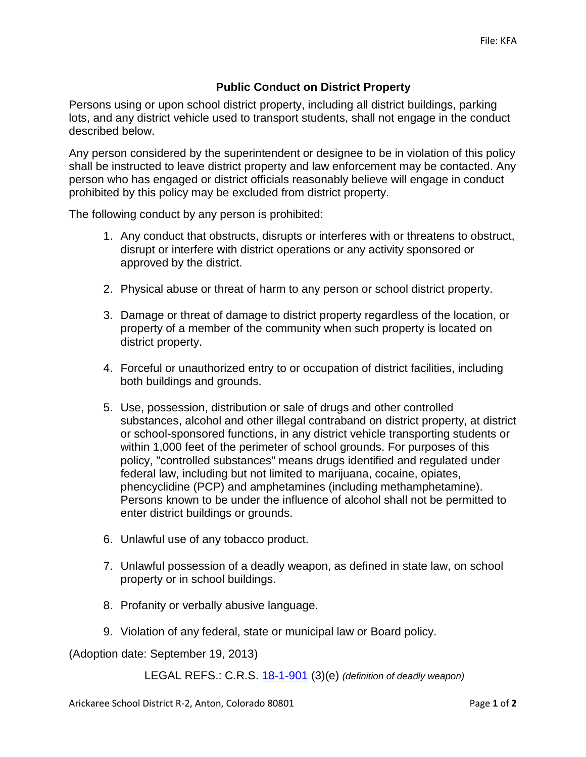File: KFA

## Public Conduct on District Property

Persons using or upon school district property, including all district buildings, parking lots, and any district vehicle used to transport students, shall not engage in the conduct described below.

Any person considered by the superintendent or designee to be in violation of this policy shall be instructed to leave district property and law enforcement may be contacted. Any person who has engaged or district officials reasonably believe will engage in conduct prohibited by this policy may be excluded from district property.

The following conduct by any person is prohibited:

1. Any conduct that obstructs, disrupts or interferes with or threatens to obstruct, disrupt or interfere with district operations or any activity sponsored or approved by the district.
2. Physical abuse or threat of harm to any person or school district property.
3. Damage or threat of damage to district property regardless of the location, or property of a member of the community when such property is located on district property.
4. Forceful or unauthorized entry to or occupation of district facilities, including both buildings and grounds.
5. Use, possession, distribution or sale of drugs and other controlled substances, alcohol and other illegal contraband on district property, at district or school-sponsored functions, in any district vehicle transporting students or within 1,000 feet of the perimeter of school grounds. For purposes of this policy, "controlled substances" means drugs identified and regulated under federal law, including but not limited to marijuana, cocaine, opiates, phencyclidine (PCP) and amphetamines (including methamphetamine). Persons known to be under the influence of alcohol shall not be permitted to enter district buildings or grounds.
6. Unlawful use of any tobacco product.
7. Unlawful possession of a deadly weapon, as defined in state law, on school property or in school buildings.
8. Profanity or verbally abusive language.
9. Violation of any federal, state or municipal law or Board policy.

(Adoption date: September 19, 2013)

LEGAL REFS.: C.R.S. 18-1-901 (3)(e) *(definition of deadly weapon)*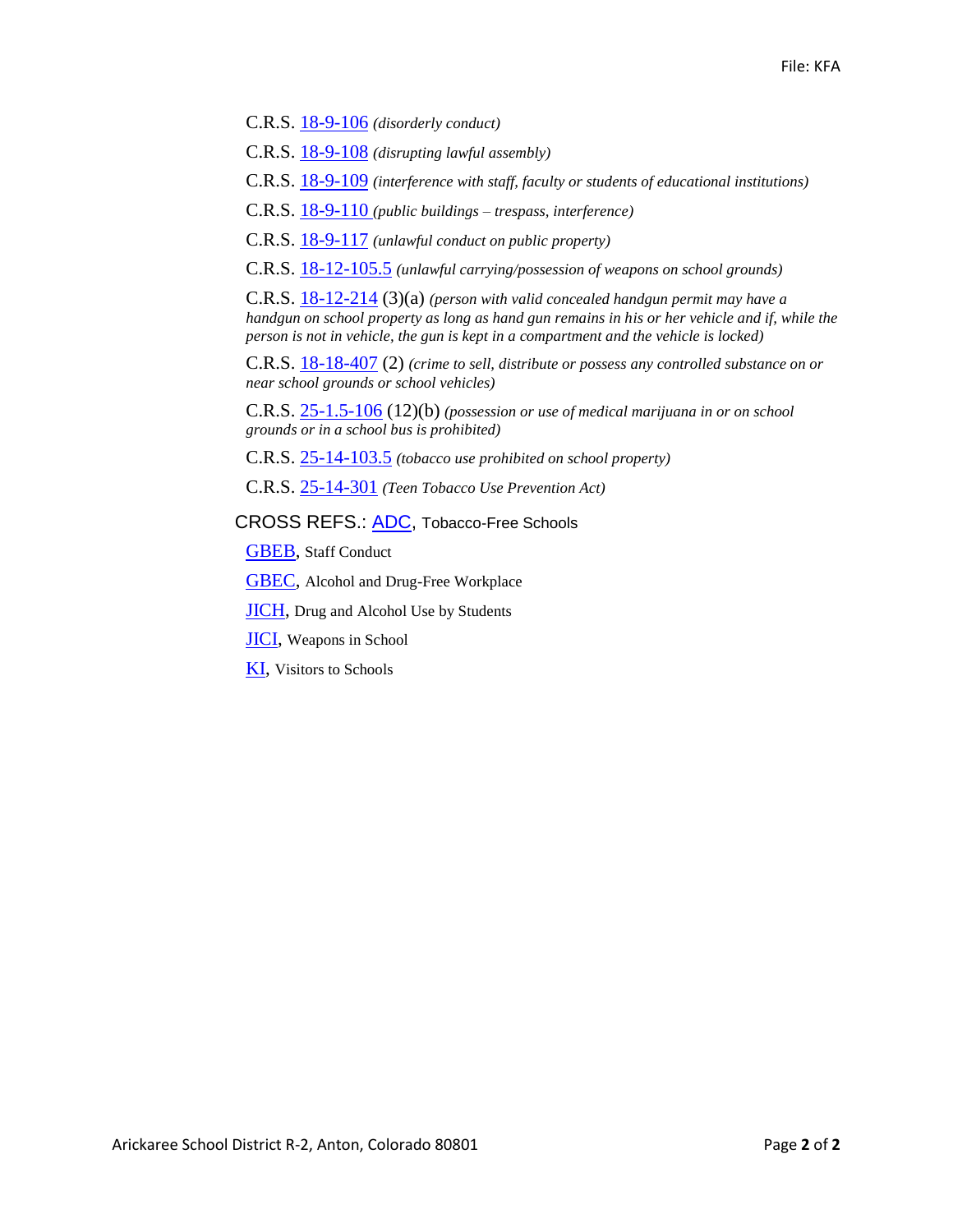C.R.S. 18-9-106 *(disorderly conduct)*

C.R.S. 18-9-108 *(disrupting lawful assembly)*

C.R.S. 18-9-109 *(interference with staff, faculty or students of educational institutions)*

C.R.S. 18-9-110 *(public buildings – trespass, interference)*

C.R.S. 18-9-117 *(unlawful conduct on public property)*

C.R.S. 18-12-105.5 *(unlawful carrying/possession of weapons on school grounds)*

C.R.S. 18-12-214 (3)(a) *(person with valid concealed handgun permit may have a handgun on school property as long as hand gun remains in his or her vehicle and if, while the person is not in vehicle, the gun is kept in a compartment and the vehicle is locked)*

C.R.S. 18-18-407 (2) *(crime to sell, distribute or possess any controlled substance on or near school grounds or school vehicles)*

C.R.S. 25-1.5-106 (12)(b) *(possession or use of medical marijuana in or on school grounds or in a school bus is prohibited)*

C.R.S. 25-14-103.5 *(tobacco use prohibited on school property)*

C.R.S. 25-14-301 *(Teen Tobacco Use Prevention Act)*

CROSS REFS.: ADC, Tobacco-Free Schools

GBEB, Staff Conduct

GBEC, Alcohol and Drug-Free Workplace

JICH, Drug and Alcohol Use by Students

JICI, Weapons in School

KI, Visitors to Schools